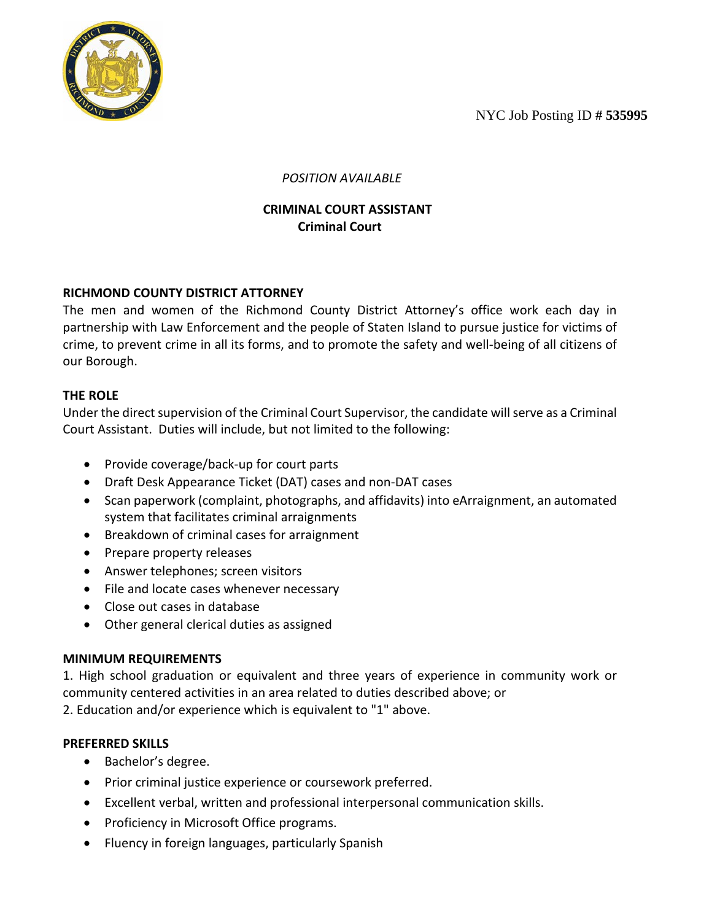NYC Job Posting ID # **535995**

*POSITION AVAILABLE*

# CRIMINAL COURT ASSISTANT
## Criminal Court

### RICHMOND COUNTY DISTRICT ATTORNEY

The men and women of the Richmond County District Attorney's office work each day in partnership with Law Enforcement and the people of Staten Island to pursue justice for victims of crime, to prevent crime in all its forms, and to promote the safety and well-being of all citizens of our Borough.

### THE ROLE

Under the direct supervision of the Criminal Court Supervisor, the candidate will serve as a Criminal Court Assistant. Duties will include, but not limited to the following:

- Provide coverage/back-up for court parts
- Draft Desk Appearance Ticket (DAT) cases and non-DAT cases
- Scan paperwork (complaint, photographs, and affidavits) into eArraignment, an automated system that facilitates criminal arraignments
- Breakdown of criminal cases for arraignment
- Prepare property releases
- Answer telephones; screen visitors
- File and locate cases whenever necessary
- Close out cases in database
- Other general clerical duties as assigned

### MINIMUM REQUIREMENTS

1. High school graduation or equivalent and three years of experience in community work or community centered activities in an area related to duties described above; or
2. Education and/or experience which is equivalent to "1" above.

### PREFERRED SKILLS

- Bachelor's degree.
- Prior criminal justice experience or coursework preferred.
- Excellent verbal, written and professional interpersonal communication skills.
- Proficiency in Microsoft Office programs.
- Fluency in foreign languages, particularly Spanish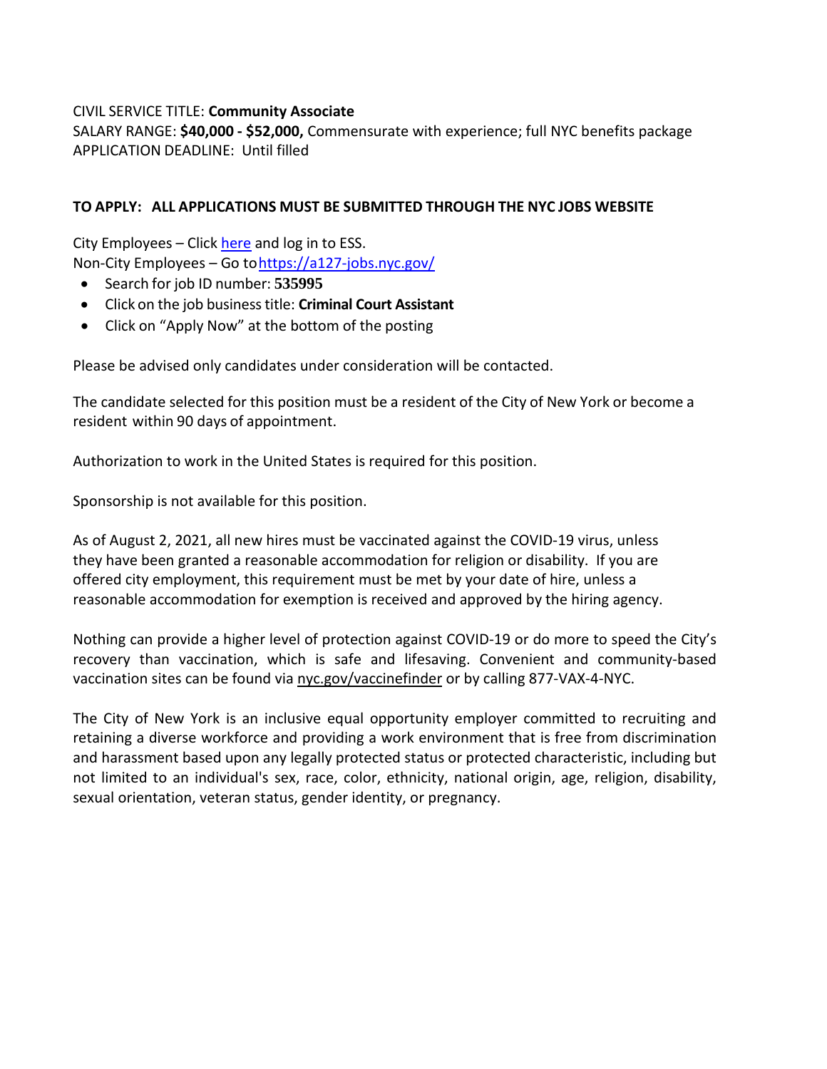CIVIL SERVICE TITLE: **Community Associate**
SALARY RANGE: **$40,000 - $52,000,** Commensurate with experience; full NYC benefits package
APPLICATION DEADLINE: Until filled

**TO APPLY: ALL APPLICATIONS MUST BE SUBMITTED THROUGH THE NYC JOBS WEBSITE**

City Employees – Click [here](#) and log in to ESS.
Non-City Employees – Go to [https://a127-jobs.nyc.gov/](https://a127-jobs.nyc.gov/)

- Search for job ID number: **535995**
- Click on the job business title: **Criminal Court Assistant**
- Click on "Apply Now" at the bottom of the posting

Please be advised only candidates under consideration will be contacted.

The candidate selected for this position must be a resident of the City of New York or become a resident within 90 days of appointment.

Authorization to work in the United States is required for this position.

Sponsorship is not available for this position.

As of August 2, 2021, all new hires must be vaccinated against the COVID-19 virus, unless they have been granted a reasonable accommodation for religion or disability. If you are offered city employment, this requirement must be met by your date of hire, unless a reasonable accommodation for exemption is received and approved by the hiring agency.

Nothing can provide a higher level of protection against COVID-19 or do more to speed the City's recovery than vaccination, which is safe and lifesaving. Convenient and community-based vaccination sites can be found via nyc.gov/vaccinefinder or by calling 877-VAX-4-NYC.

The City of New York is an inclusive equal opportunity employer committed to recruiting and retaining a diverse workforce and providing a work environment that is free from discrimination and harassment based upon any legally protected status or protected characteristic, including but not limited to an individual's sex, race, color, ethnicity, national origin, age, religion, disability, sexual orientation, veteran status, gender identity, or pregnancy.